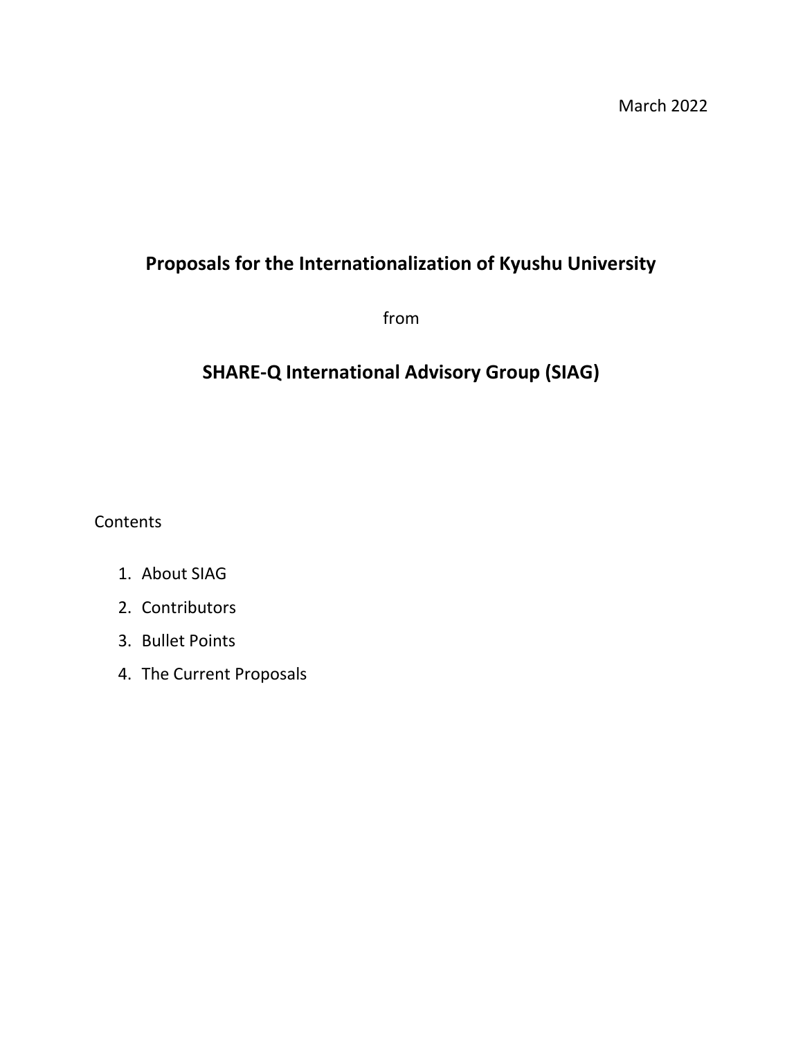March 2022

# Proposals for the Internationalization of Kyushu University

from

# SHARE-Q International Advisory Group (SIAG)

Contents

1. About SIAG
2. Contributors
3. Bullet Points
4. The Current Proposals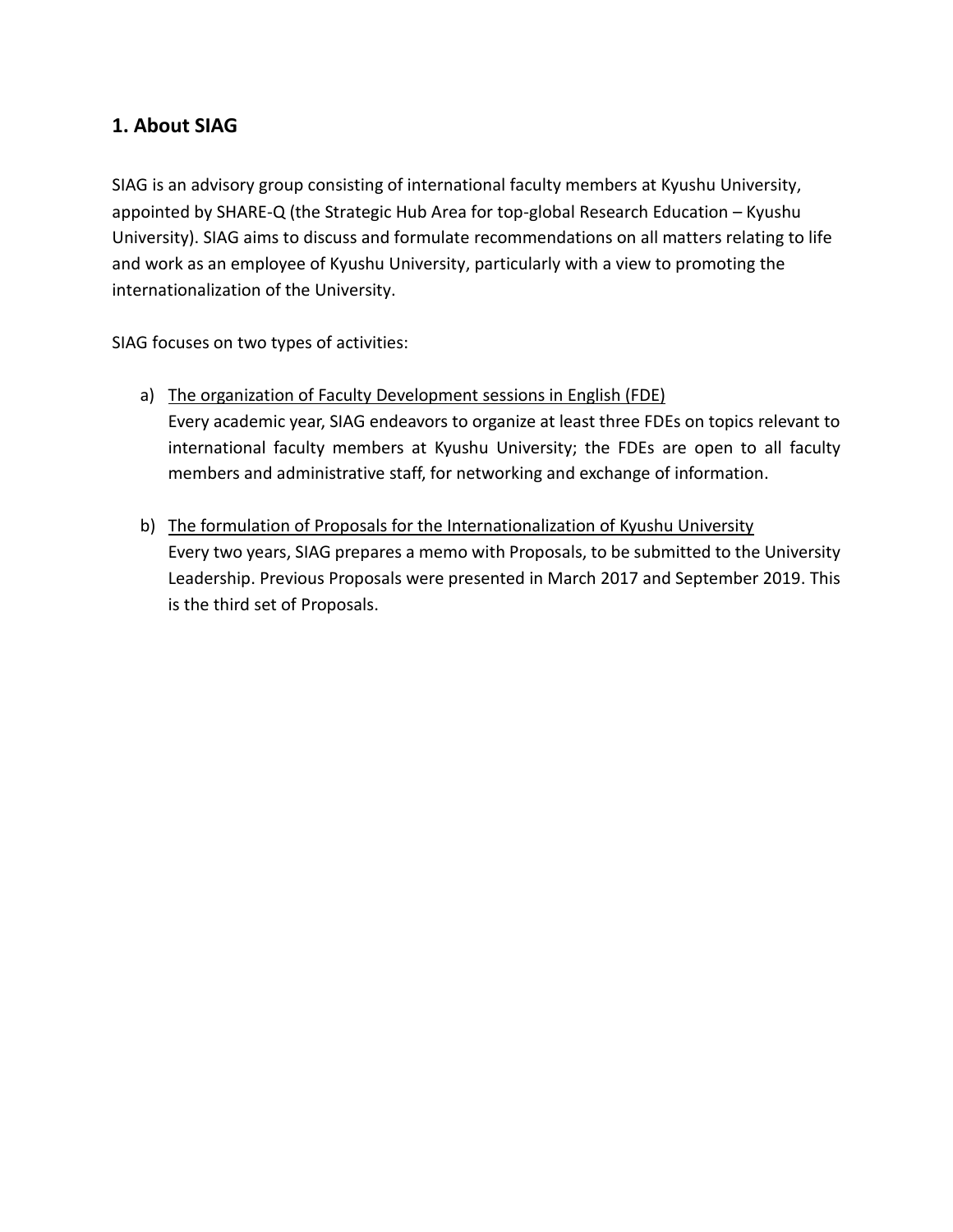## 1. About SIAG

SIAG is an advisory group consisting of international faculty members at Kyushu University, appointed by SHARE-Q (the Strategic Hub Area for top-global Research Education – Kyushu University). SIAG aims to discuss and formulate recommendations on all matters relating to life and work as an employee of Kyushu University, particularly with a view to promoting the internationalization of the University.

SIAG focuses on two types of activities:

a) <u>The organization of Faculty Development sessions in English (FDE)</u>
   Every academic year, SIAG endeavors to organize at least three FDEs on topics relevant to international faculty members at Kyushu University; the FDEs are open to all faculty members and administrative staff, for networking and exchange of information.

b) <u>The formulation of Proposals for the Internationalization of Kyushu University</u>
   Every two years, SIAG prepares a memo with Proposals, to be submitted to the University Leadership. Previous Proposals were presented in March 2017 and September 2019. This is the third set of Proposals.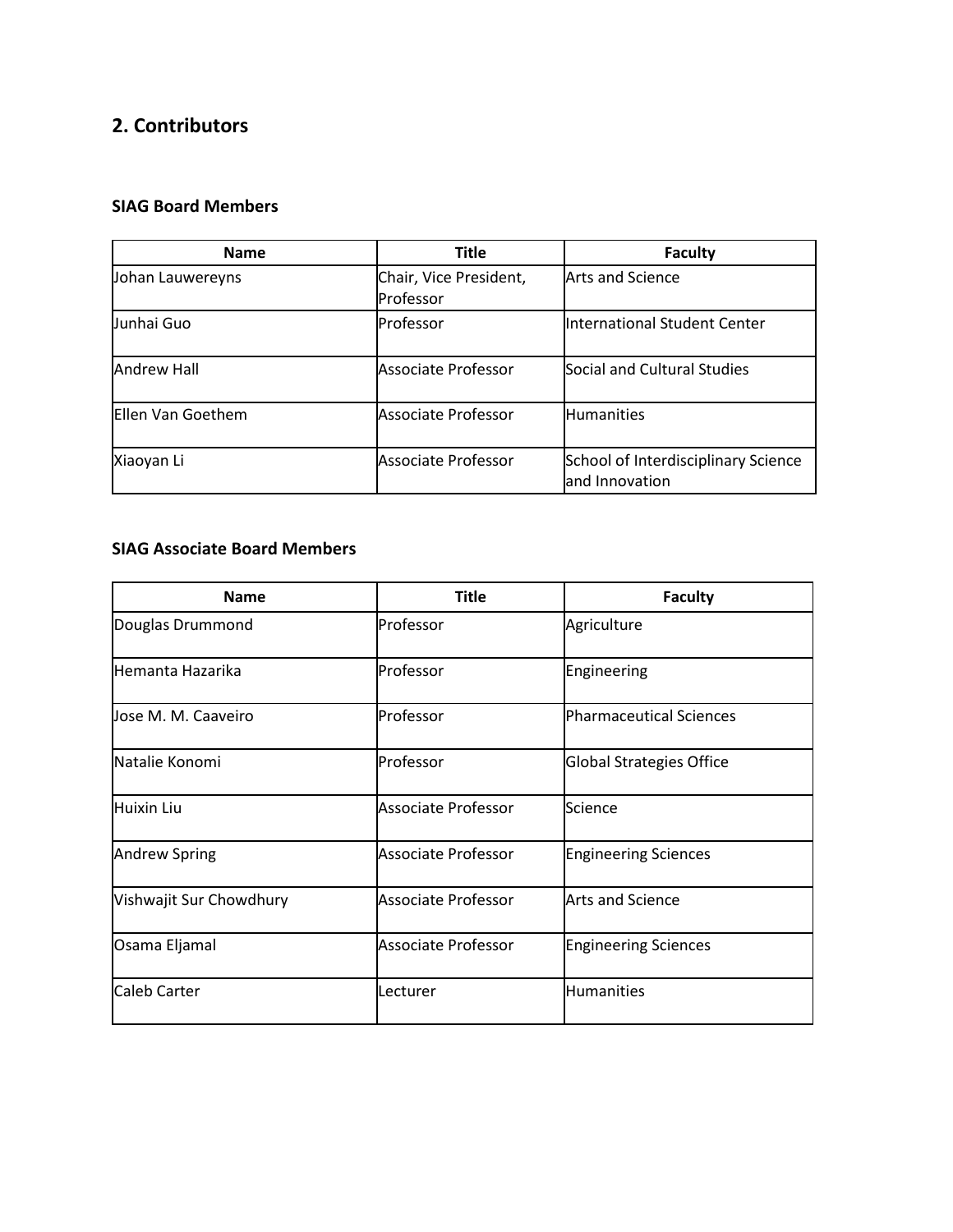## 2. Contributors

### SIAG Board Members

| Name | Title | Faculty |
| --- | --- | --- |
| Johan Lauwereyns | Chair, Vice President, Professor | Arts and Science |
| Junhai Guo | Professor | International Student Center |
| Andrew Hall | Associate Professor | Social and Cultural Studies |
| Ellen Van Goethem | Associate Professor | Humanities |
| Xiaoyan Li | Associate Professor | School of Interdisciplinary Science and Innovation |

### SIAG Associate Board Members

| Name | Title | Faculty |
| --- | --- | --- |
| Douglas Drummond | Professor | Agriculture |
| Hemanta Hazarika | Professor | Engineering |
| Jose M. M. Caaveiro | Professor | Pharmaceutical Sciences |
| Natalie Konomi | Professor | Global Strategies Office |
| Huixin Liu | Associate Professor | Science |
| Andrew Spring | Associate Professor | Engineering Sciences |
| Vishwajit Sur Chowdhury | Associate Professor | Arts and Science |
| Osama Eljamal | Associate Professor | Engineering Sciences |
| Caleb Carter | Lecturer | Humanities |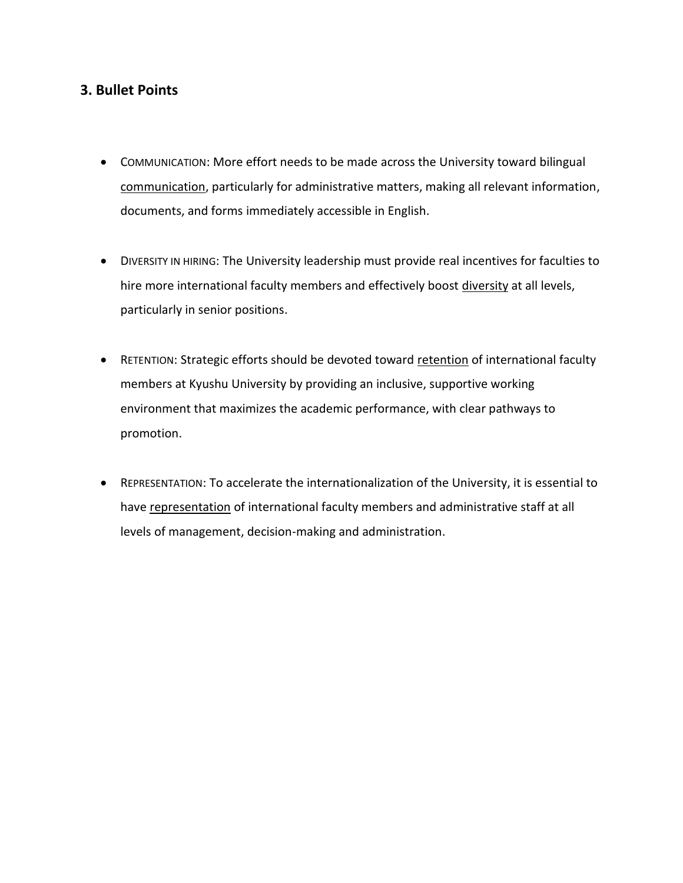## 3. Bullet Points

- COMMUNICATION: More effort needs to be made across the University toward bilingual communication, particularly for administrative matters, making all relevant information, documents, and forms immediately accessible in English.

- DIVERSITY IN HIRING: The University leadership must provide real incentives for faculties to hire more international faculty members and effectively boost diversity at all levels, particularly in senior positions.

- RETENTION: Strategic efforts should be devoted toward retention of international faculty members at Kyushu University by providing an inclusive, supportive working environment that maximizes the academic performance, with clear pathways to promotion.

- REPRESENTATION: To accelerate the internationalization of the University, it is essential to have representation of international faculty members and administrative staff at all levels of management, decision-making and administration.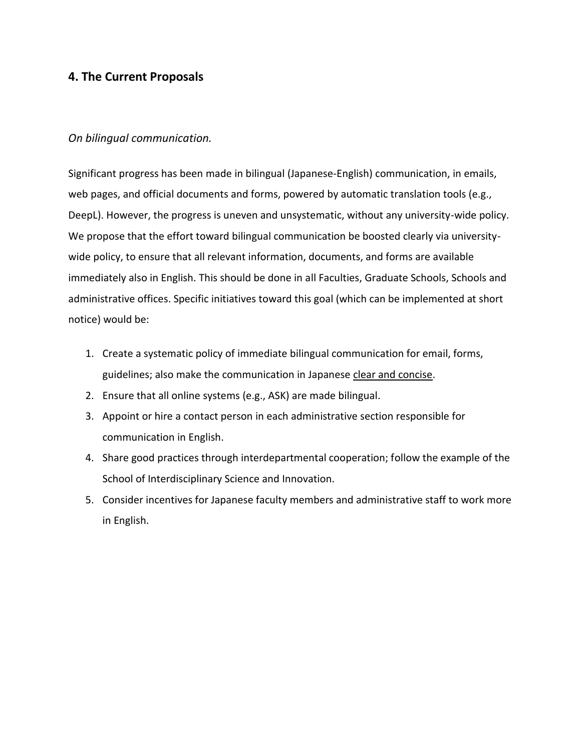## 4. The Current Proposals

*On bilingual communication.*

Significant progress has been made in bilingual (Japanese-English) communication, in emails, web pages, and official documents and forms, powered by automatic translation tools (e.g., DeepL). However, the progress is uneven and unsystematic, without any university-wide policy. We propose that the effort toward bilingual communication be boosted clearly via university-wide policy, to ensure that all relevant information, documents, and forms are available immediately also in English. This should be done in all Faculties, Graduate Schools, Schools and administrative offices. Specific initiatives toward this goal (which can be implemented at short notice) would be:

1. Create a systematic policy of immediate bilingual communication for email, forms, guidelines; also make the communication in Japanese <u>clear and concise</u>.
2. Ensure that all online systems (e.g., ASK) are made bilingual.
3. Appoint or hire a contact person in each administrative section responsible for communication in English.
4. Share good practices through interdepartmental cooperation; follow the example of the School of Interdisciplinary Science and Innovation.
5. Consider incentives for Japanese faculty members and administrative staff to work more in English.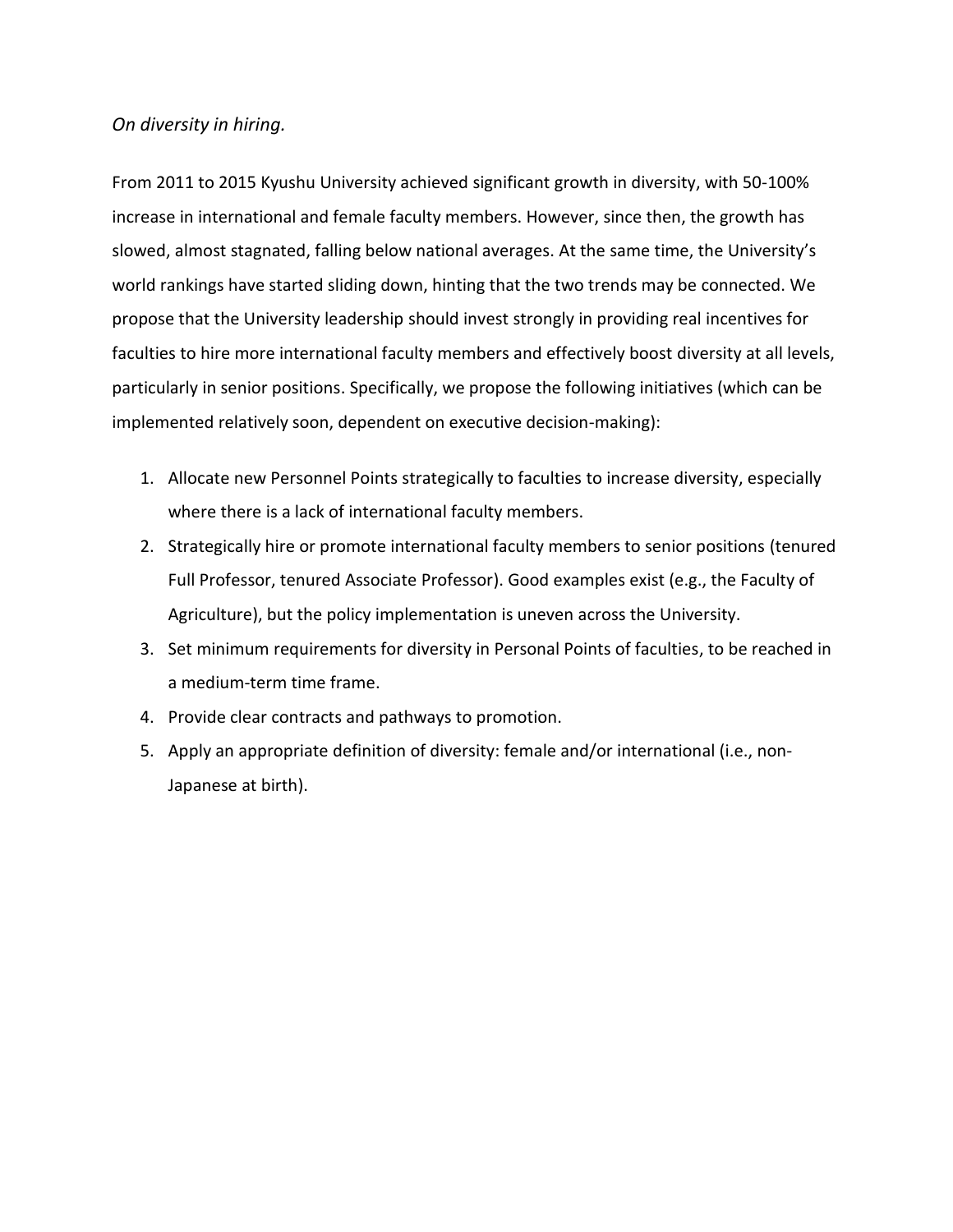*On diversity in hiring.*

From 2011 to 2015 Kyushu University achieved significant growth in diversity, with 50-100% increase in international and female faculty members. However, since then, the growth has slowed, almost stagnated, falling below national averages. At the same time, the University's world rankings have started sliding down, hinting that the two trends may be connected. We propose that the University leadership should invest strongly in providing real incentives for faculties to hire more international faculty members and effectively boost diversity at all levels, particularly in senior positions. Specifically, we propose the following initiatives (which can be implemented relatively soon, dependent on executive decision-making):

1. Allocate new Personnel Points strategically to faculties to increase diversity, especially where there is a lack of international faculty members.
2. Strategically hire or promote international faculty members to senior positions (tenured Full Professor, tenured Associate Professor). Good examples exist (e.g., the Faculty of Agriculture), but the policy implementation is uneven across the University.
3. Set minimum requirements for diversity in Personal Points of faculties, to be reached in a medium-term time frame.
4. Provide clear contracts and pathways to promotion.
5. Apply an appropriate definition of diversity: female and/or international (i.e., non-Japanese at birth).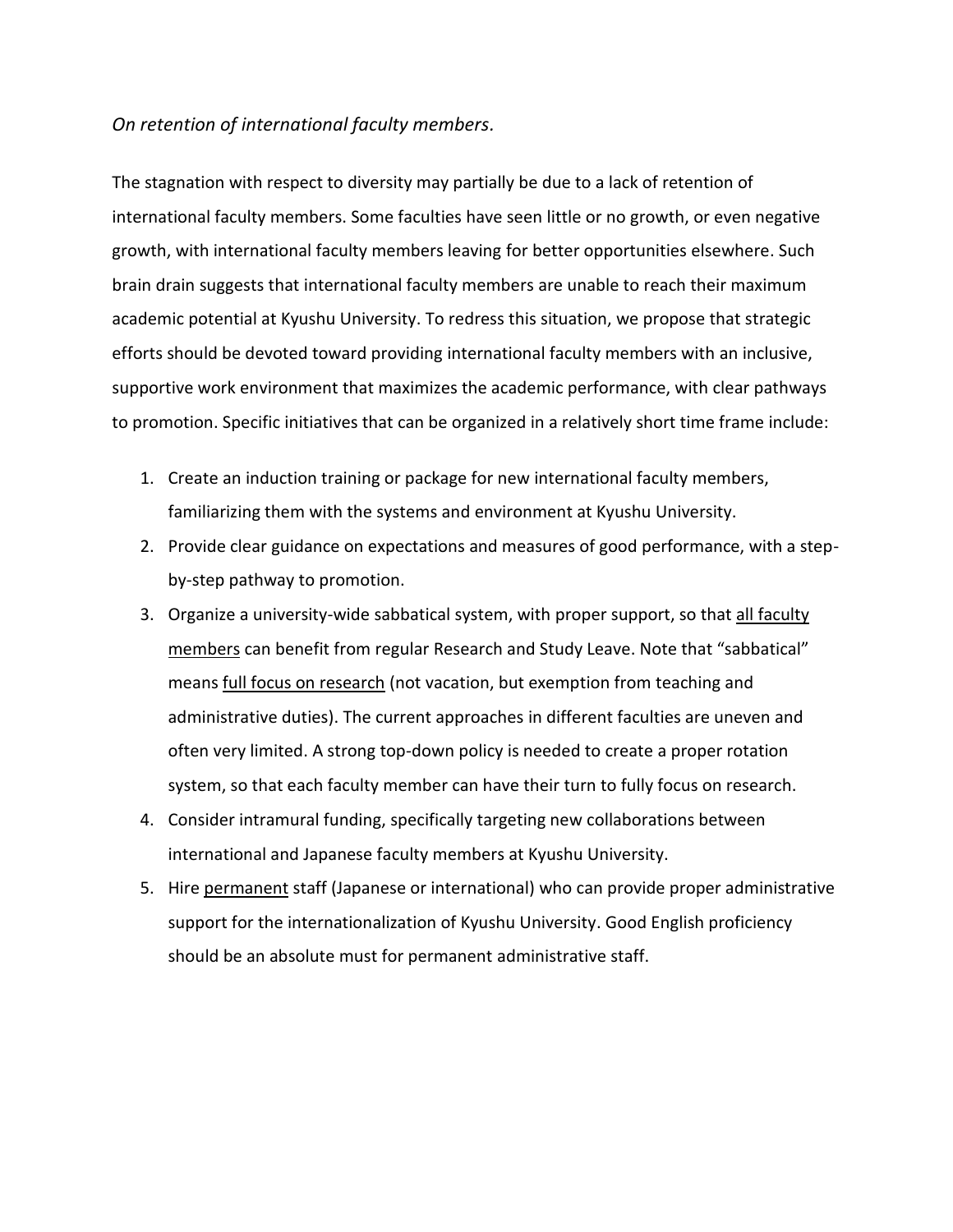*On retention of international faculty members.*

The stagnation with respect to diversity may partially be due to a lack of retention of international faculty members. Some faculties have seen little or no growth, or even negative growth, with international faculty members leaving for better opportunities elsewhere. Such brain drain suggests that international faculty members are unable to reach their maximum academic potential at Kyushu University. To redress this situation, we propose that strategic efforts should be devoted toward providing international faculty members with an inclusive, supportive work environment that maximizes the academic performance, with clear pathways to promotion. Specific initiatives that can be organized in a relatively short time frame include:

1. Create an induction training or package for new international faculty members, familiarizing them with the systems and environment at Kyushu University.
2. Provide clear guidance on expectations and measures of good performance, with a step-by-step pathway to promotion.
3. Organize a university-wide sabbatical system, with proper support, so that <u>all faculty members</u> can benefit from regular Research and Study Leave. Note that "sabbatical" means <u>full focus on research</u> (not vacation, but exemption from teaching and administrative duties). The current approaches in different faculties are uneven and often very limited. A strong top-down policy is needed to create a proper rotation system, so that each faculty member can have their turn to fully focus on research.
4. Consider intramural funding, specifically targeting new collaborations between international and Japanese faculty members at Kyushu University.
5. Hire <u>permanent</u> staff (Japanese or international) who can provide proper administrative support for the internationalization of Kyushu University. Good English proficiency should be an absolute must for permanent administrative staff.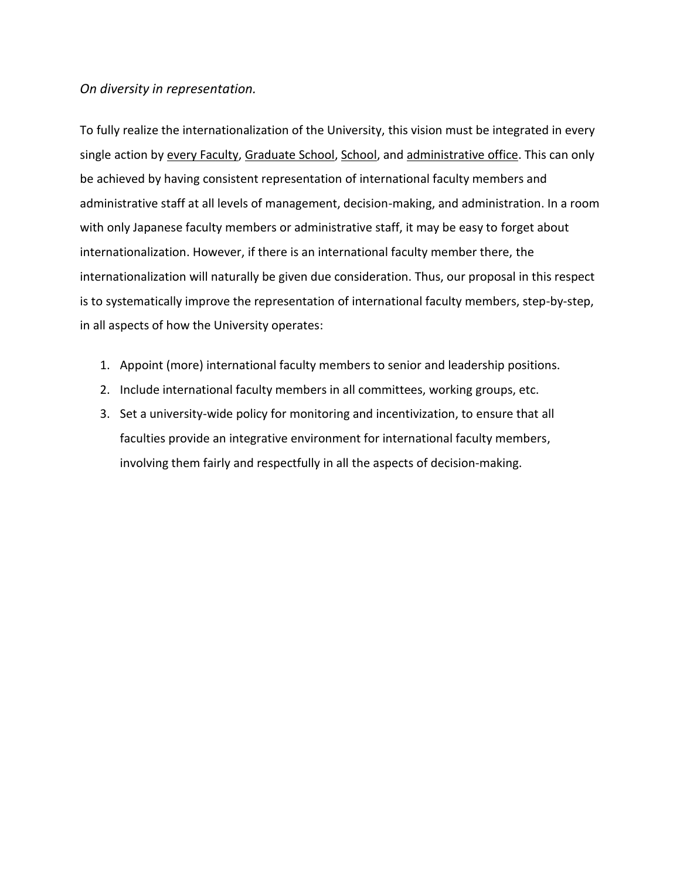*On diversity in representation.*

To fully realize the internationalization of the University, this vision must be integrated in every single action by <u>every Faculty</u>, <u>Graduate School</u>, <u>School</u>, and <u>administrative office</u>. This can only be achieved by having consistent representation of international faculty members and administrative staff at all levels of management, decision-making, and administration. In a room with only Japanese faculty members or administrative staff, it may be easy to forget about internationalization. However, if there is an international faculty member there, the internationalization will naturally be given due consideration. Thus, our proposal in this respect is to systematically improve the representation of international faculty members, step-by-step, in all aspects of how the University operates:

1. Appoint (more) international faculty members to senior and leadership positions.
2. Include international faculty members in all committees, working groups, etc.
3. Set a university-wide policy for monitoring and incentivization, to ensure that all faculties provide an integrative environment for international faculty members, involving them fairly and respectfully in all the aspects of decision-making.